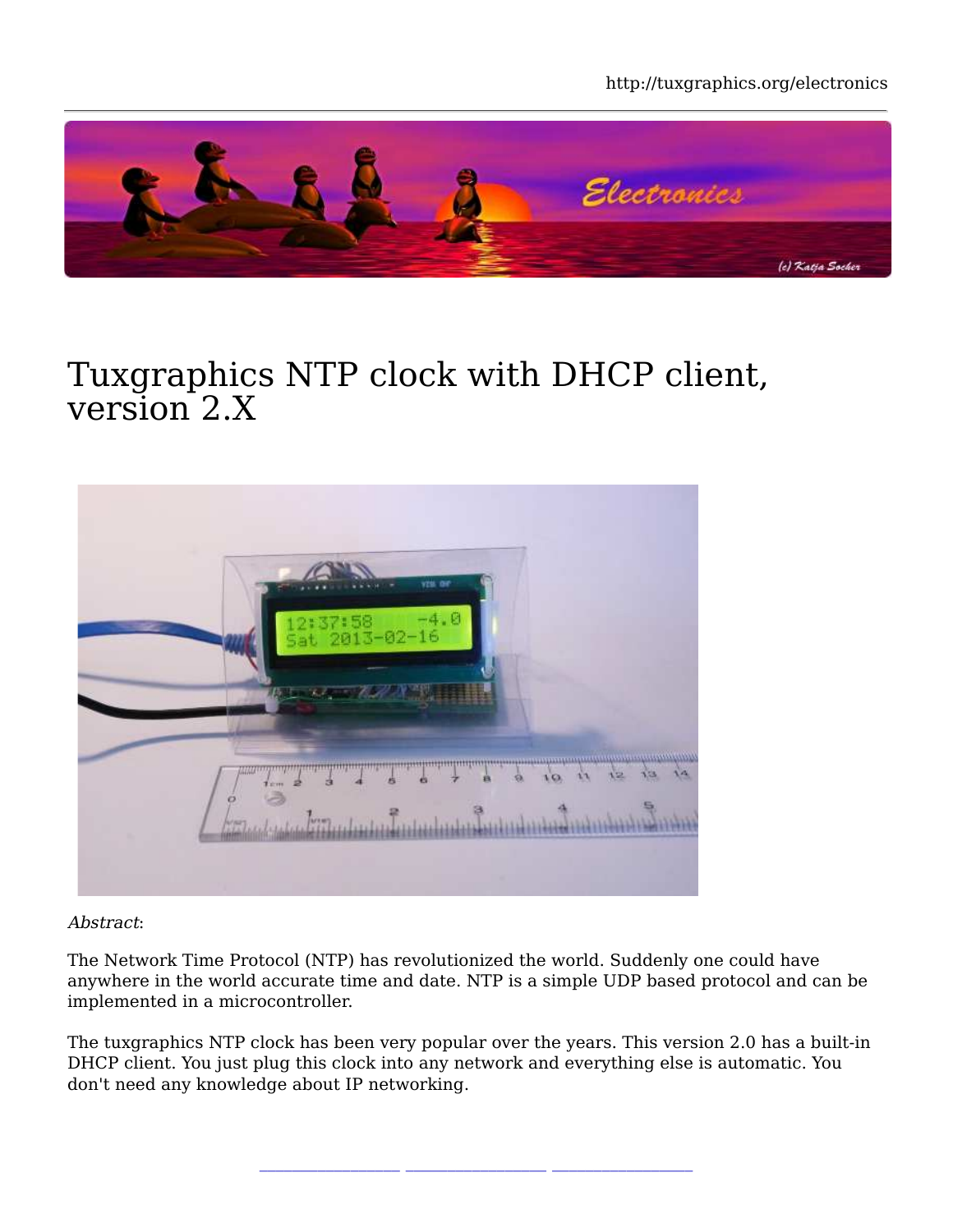# Tuxgraphics NTP clock with DHCP client, version 2.X

*Abstract*:

The Network Time Protocol (NTP) has revolutionized the world. Suddenly one could have anywhere in the world accurate time and date. NTP is a simple UDP based protocol and can be implemented in a microcontroller.

The tuxgraphics NTP clock has been very popular over the years. This version 2.0 has a built-in DHCP client. You just plug this clock into any network and everything else is automatic. You don't need any knowledge about IP networking.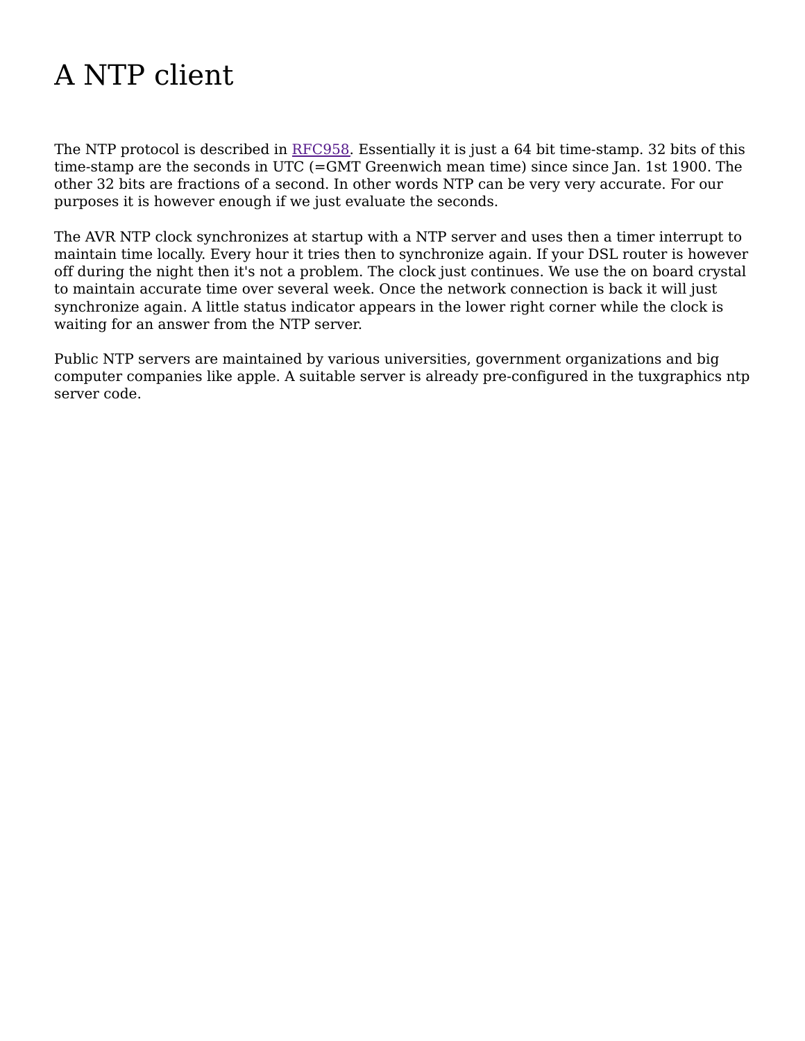# A NTP client

The NTP protocol is described in RFC958. Essentially it is just a 64 bit time-stamp. 32 bits of this time-stamp are the seconds in UTC (=GMT Greenwich mean time) since since Jan. 1st 1900. The other 32 bits are fractions of a second. In other words NTP can be very very accurate. For our purposes it is however enough if we just evaluate the seconds.

The AVR NTP clock synchronizes at startup with a NTP server and uses then a timer interrupt to maintain time locally. Every hour it tries then to synchronize again. If your DSL router is however off during the night then it's not a problem. The clock just continues. We use the on board crystal to maintain accurate time over several week. Once the network connection is back it will just synchronize again. A little status indicator appears in the lower right corner while the clock is waiting for an answer from the NTP server.

Public NTP servers are maintained by various universities, government organizations and big computer companies like apple. A suitable server is already pre-configured in the tuxgraphics ntp server code.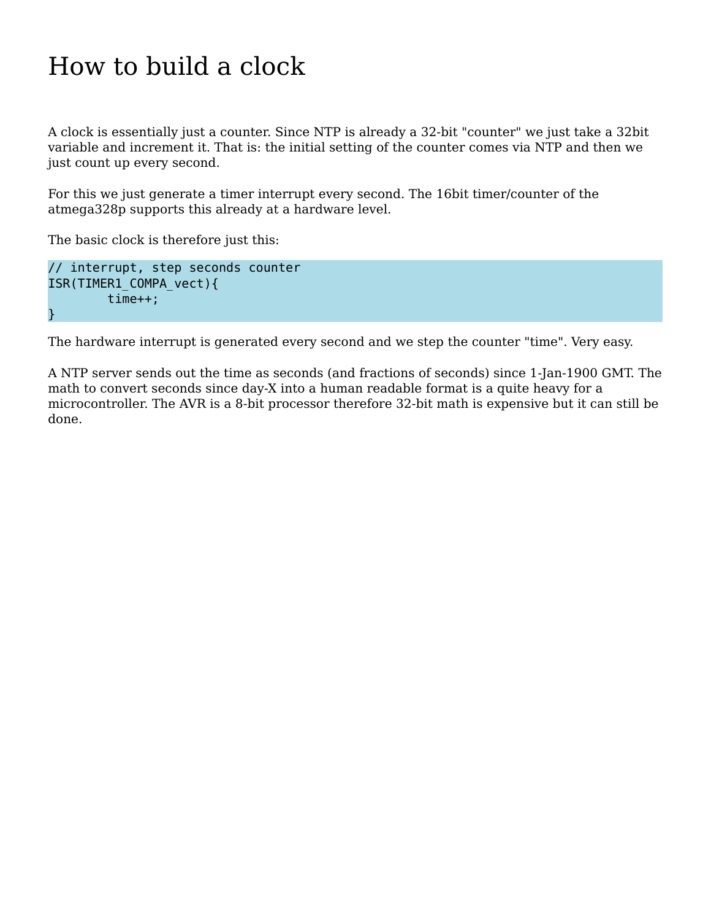# How to build a clock

A clock is essentially just a counter. Since NTP is already a 32-bit "counter" we just take a 32bit variable and increment it. That is: the initial setting of the counter comes via NTP and then we just count up every second.

For this we just generate a timer interrupt every second. The 16bit timer/counter of the atmega328p supports this already at a hardware level.

The basic clock is therefore just this:

```
// interrupt, step seconds counter
ISR(TIMER1_COMPA_vect){
        time++;
}
```

The hardware interrupt is generated every second and we step the counter "time". Very easy.

A NTP server sends out the time as seconds (and fractions of seconds) since 1-Jan-1900 GMT. The math to convert seconds since day-X into a human readable format is a quite heavy for a microcontroller. The AVR is a 8-bit processor therefore 32-bit math is expensive but it can still be done.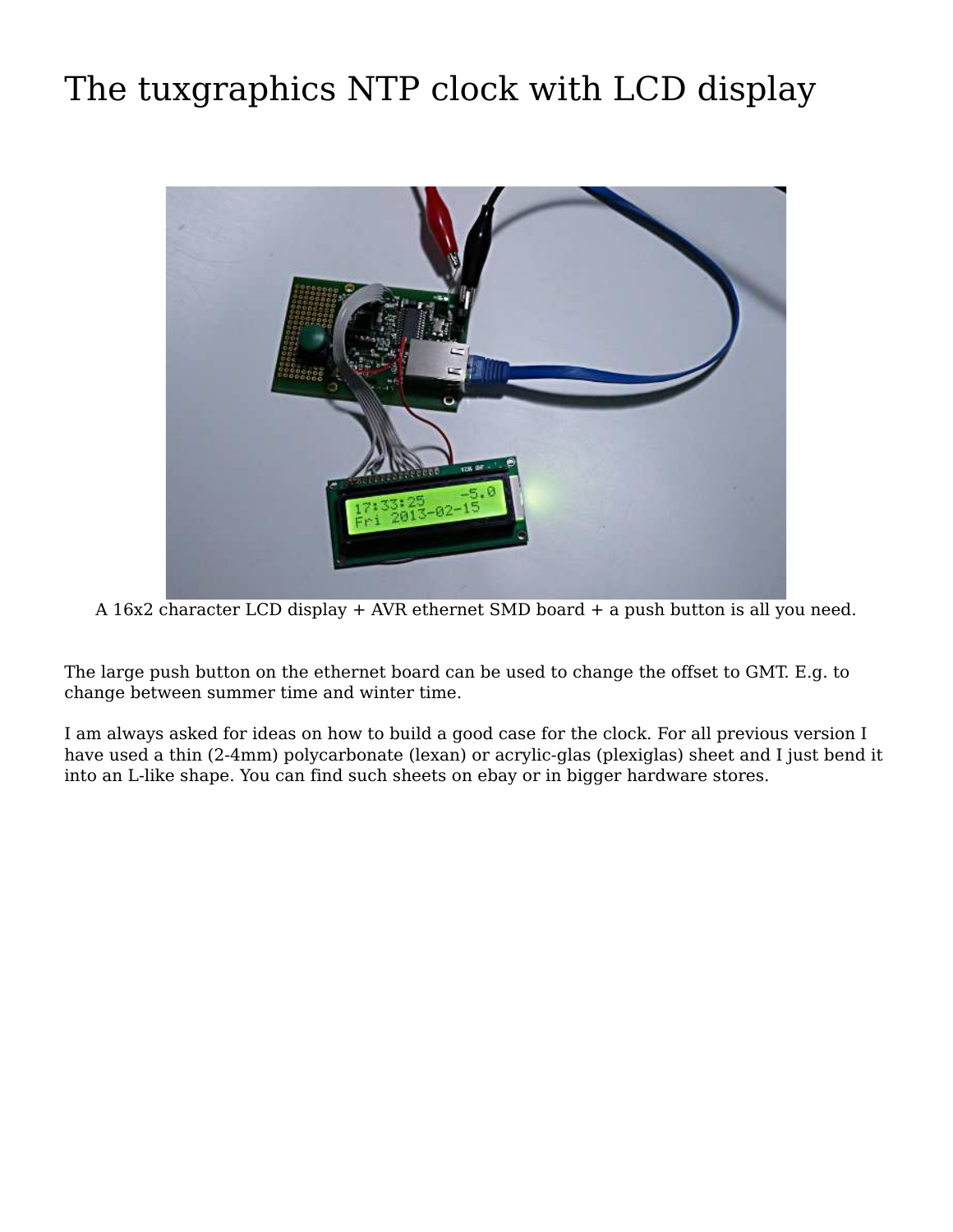# The tuxgraphics NTP clock with LCD display

A 16x2 character LCD display + AVR ethernet SMD board + a push button is all you need.

The large push button on the ethernet board can be used to change the offset to GMT. E.g. to change between summer time and winter time.

I am always asked for ideas on how to build a good case for the clock. For all previous version I have used a thin (2-4mm) polycarbonate (lexan) or acrylic-glas (plexiglas) sheet and I just bend it into an L-like shape. You can find such sheets on ebay or in bigger hardware stores.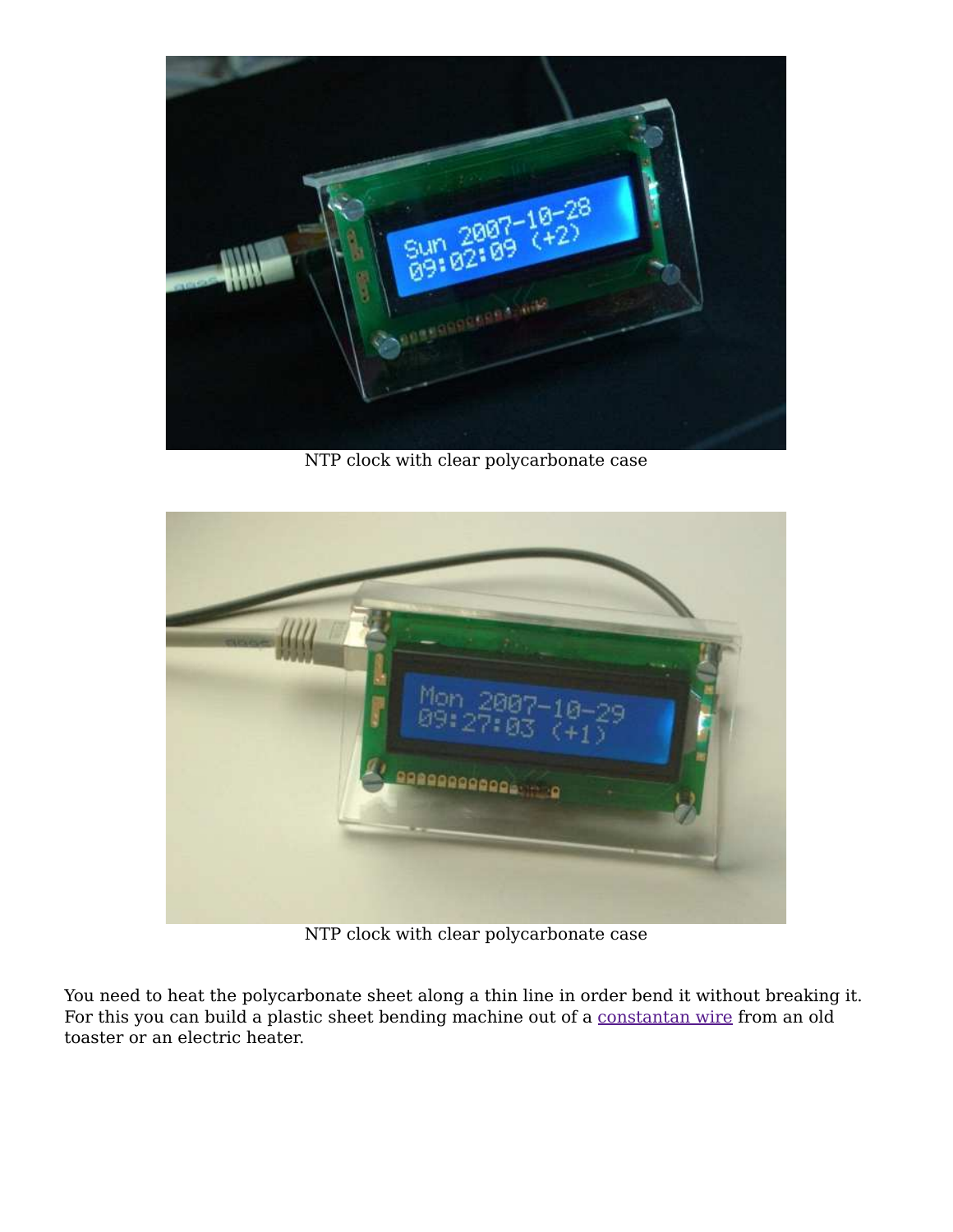NTP clock with clear polycarbonate case

NTP clock with clear polycarbonate case

You need to heat the polycarbonate sheet along a thin line in order bend it without breaking it. For this you can build a plastic sheet bending machine out of a constantan wire from an old toaster or an electric heater.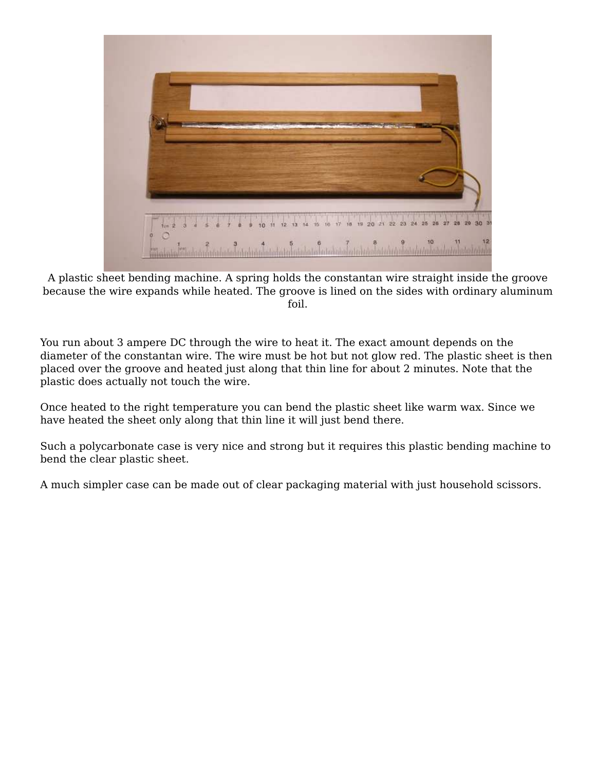A plastic sheet bending machine. A spring holds the constantan wire straight inside the groove because the wire expands while heated. The groove is lined on the sides with ordinary aluminum foil.

You run about 3 ampere DC through the wire to heat it. The exact amount depends on the diameter of the constantan wire. The wire must be hot but not glow red. The plastic sheet is then placed over the groove and heated just along that thin line for about 2 minutes. Note that the plastic does actually not touch the wire.

Once heated to the right temperature you can bend the plastic sheet like warm wax. Since we have heated the sheet only along that thin line it will just bend there.

Such a polycarbonate case is very nice and strong but it requires this plastic bending machine to bend the clear plastic sheet.

A much simpler case can be made out of clear packaging material with just household scissors.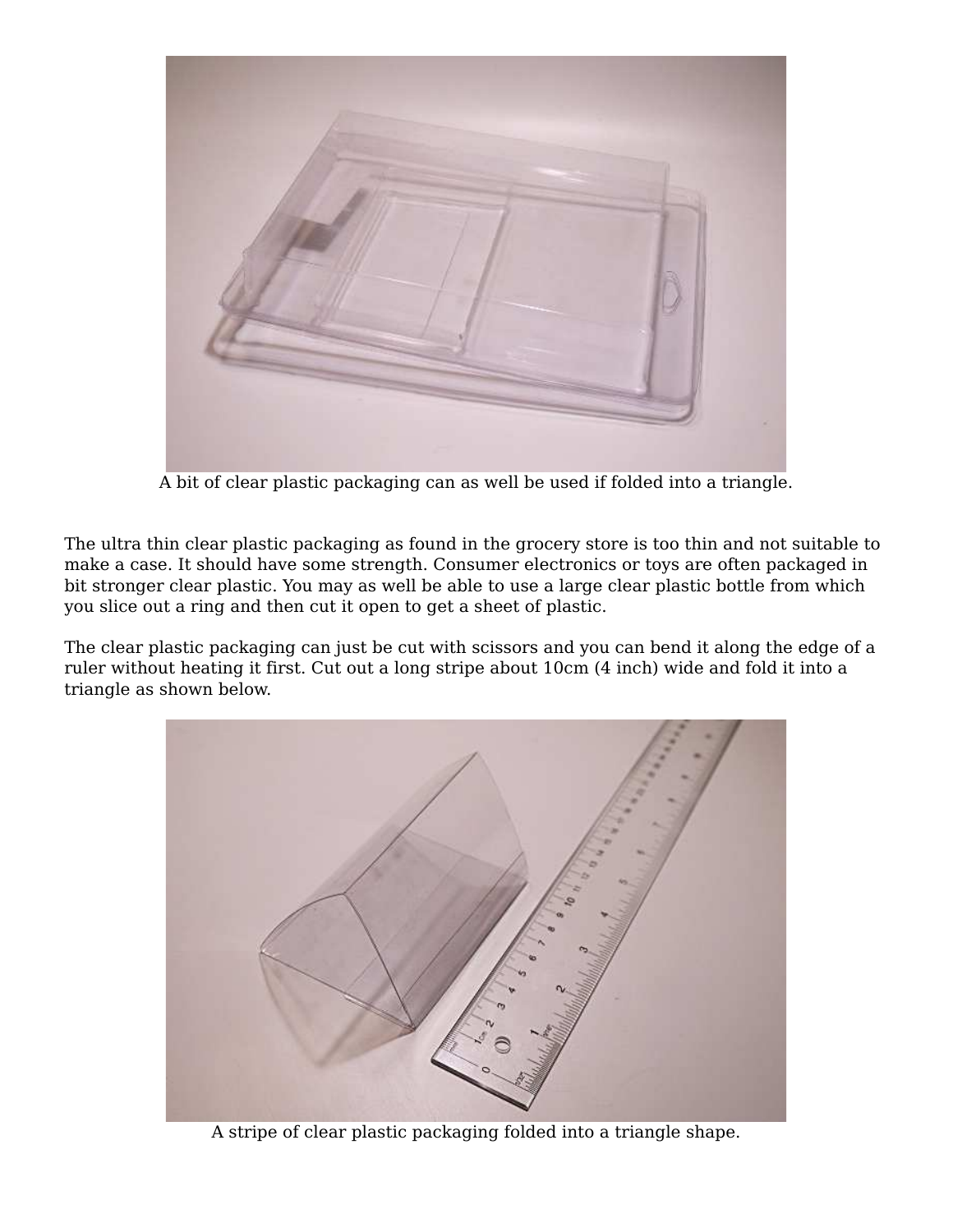A bit of clear plastic packaging can as well be used if folded into a triangle.

The ultra thin clear plastic packaging as found in the grocery store is too thin and not suitable to make a case. It should have some strength. Consumer electronics or toys are often packaged in bit stronger clear plastic. You may as well be able to use a large clear plastic bottle from which you slice out a ring and then cut it open to get a sheet of plastic.

The clear plastic packaging can just be cut with scissors and you can bend it along the edge of a ruler without heating it first. Cut out a long stripe about 10cm (4 inch) wide and fold it into a triangle as shown below.

A stripe of clear plastic packaging folded into a triangle shape.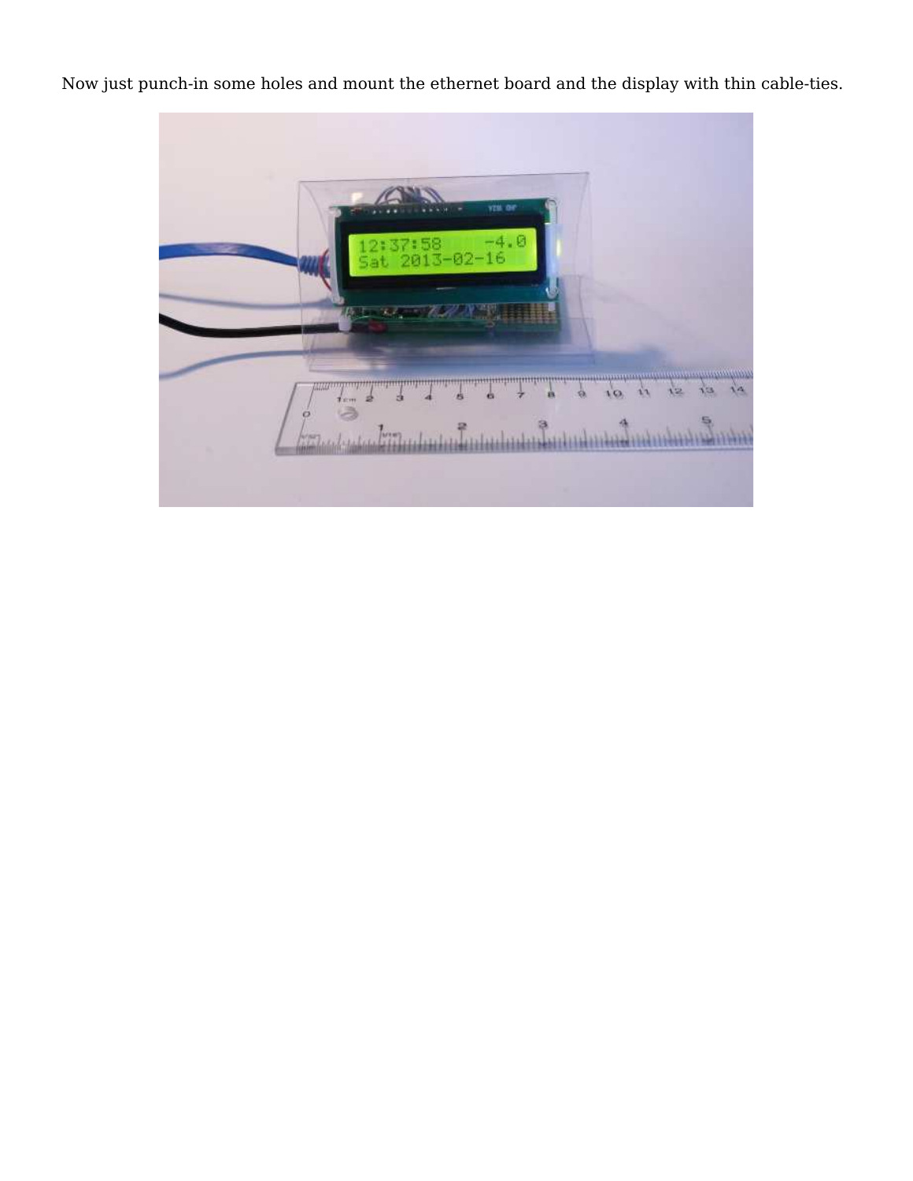Now just punch-in some holes and mount the ethernet board and the display with thin cable-ties.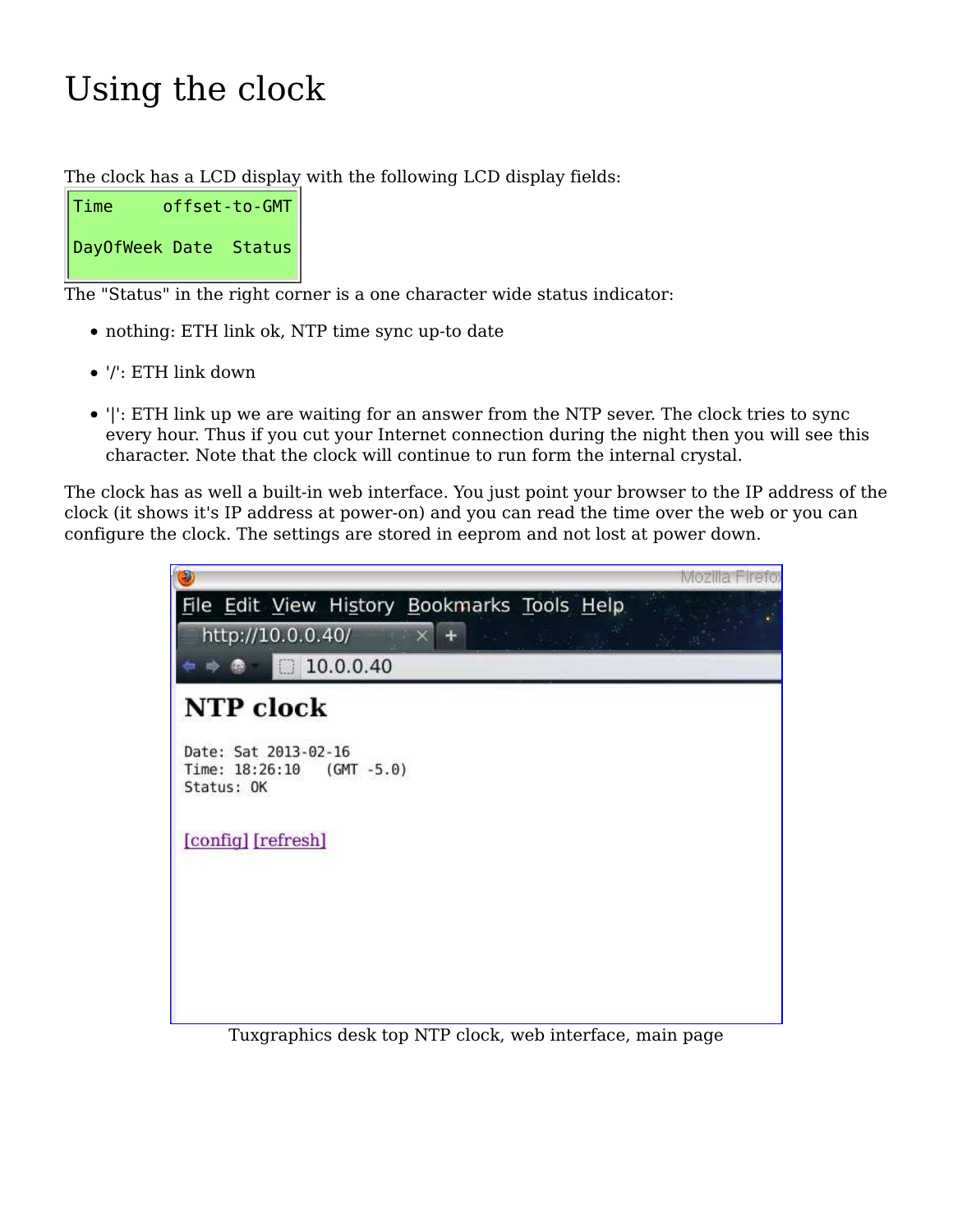# Using the clock

The clock has a LCD display with the following LCD display fields:

```
Time     offset-to-GMT

DayOfWeek Date  Status
```

The "Status" in the right corner is a one character wide status indicator:

- nothing: ETH link ok, NTP time sync up-to date
- '/': ETH link down
- '|': ETH link up we are waiting for an answer from the NTP sever. The clock tries to sync every hour. Thus if you cut your Internet connection during the night then you will see this character. Note that the clock will continue to run form the internal crystal.

The clock has as well a built-in web interface. You just point your browser to the IP address of the clock (it shows it's IP address at power-on) and you can read the time over the web or you can configure the clock. The settings are stored in eeprom and not lost at power down.

Tuxgraphics desk top NTP clock, web interface, main page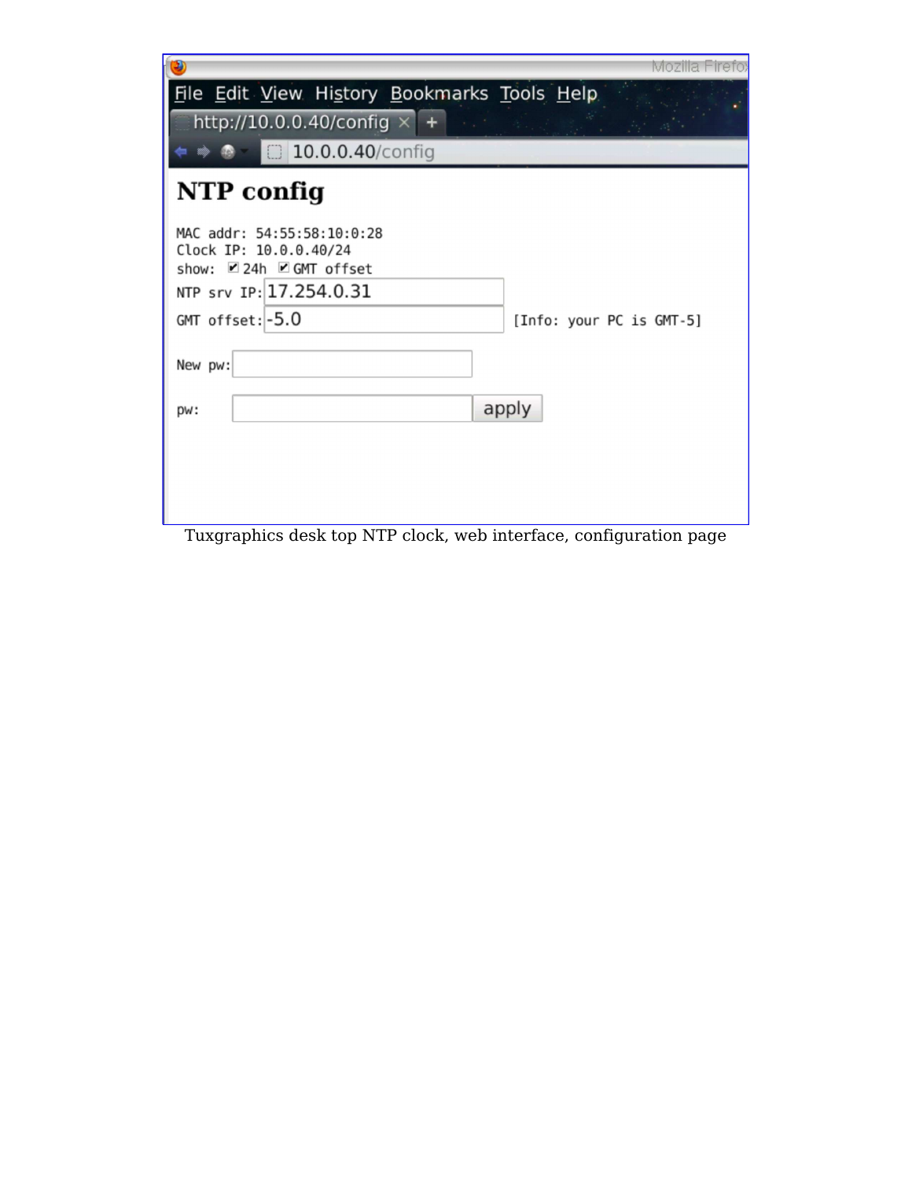Tuxgraphics desk top NTP clock, web interface, configuration page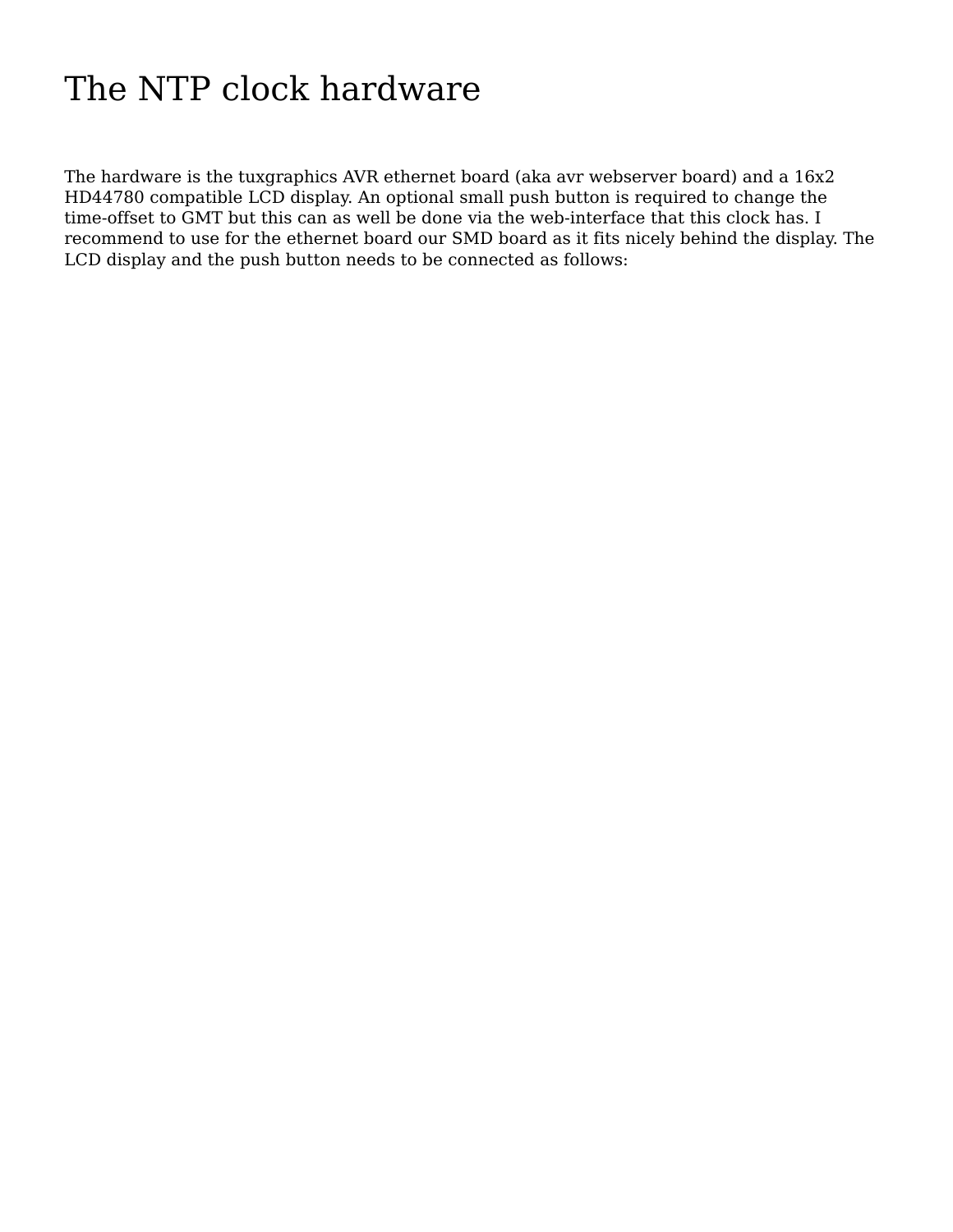# The NTP clock hardware

The hardware is the tuxgraphics AVR ethernet board (aka avr webserver board) and a 16x2 HD44780 compatible LCD display. An optional small push button is required to change the time-offset to GMT but this can as well be done via the web-interface that this clock has. I recommend to use for the ethernet board our SMD board as it fits nicely behind the display. The LCD display and the push button needs to be connected as follows: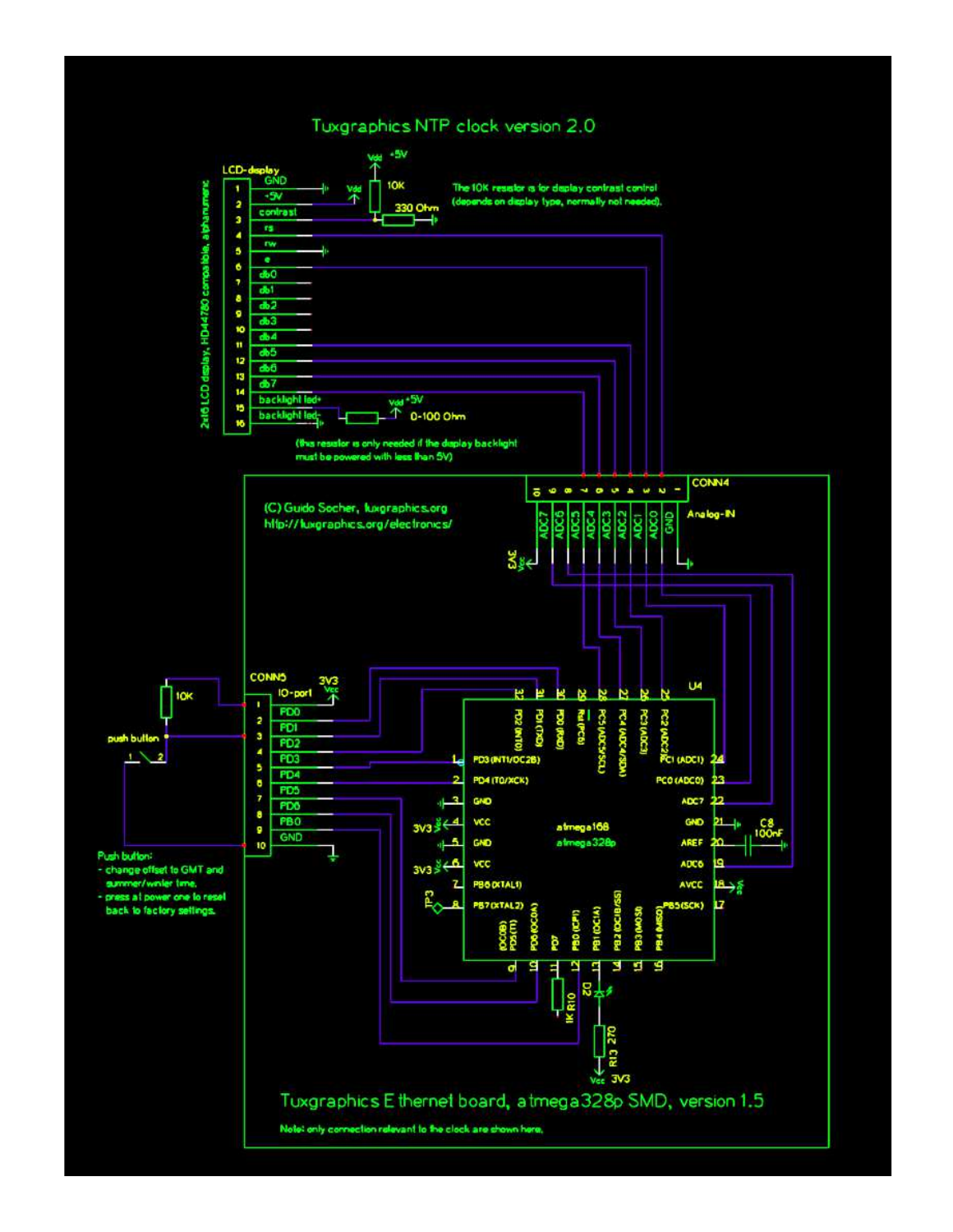# Tuxgraphics NTP clock version 2.0

2x16 LCD display, HD44780 compatible, alphanumeric

LCD-display

1 GND
2 +5V
3 contrast
4 rs
5 rw
6 e
7 db0
8 db1
9 db2
10 db3
11 db4
12 db5
13 db6
14 db7
15 backlight led+
16 backlight led-

Vdd +5V

10K

330 Ohm

The 10K resistor is for display contrast control (depends on display type, normally not needed).

Vdd +5V

0-100 Ohm

(this resistor is only needed if the display backlight must be powered with less than 5V)

CONN4

Analog-IN

10 ADC7, 9 ADC6, 8 ADC5, 7 ADC4, 6 ADC3, 5 ADC2, 4 ADC1, 3 ADC0, 2 GND, 1

(C) Guido Socher, tuxgraphics.org
http://tuxgraphics.org/electronics/

Vcc 3V3

CONN5

IO-port

3V3 Vcc

1, 2 PD0, 3 PD1, 4 PD2, 5 PD3, 6 PD4, 7 PD5, 8 PD6, 9 PB0, 10 GND

10K

push button

Push button:
- change offset to GMT and summer/winter time.
- press at power one to reset back to factory settings.

U4

atmega168
atmega328p

32 PD2 (INT0), 31 PD1 (TXD), 30 PD0 (RXD), 29 Rst (PC6), 28 PC5 (ADC5/SCL), 27 PC4 (ADC4/SDA), 26 PC3 (ADC3), 25 PC2 (ADC2)

1 PD3 (INT1/OC2B), 2 PD4 (T0/XCK), 3 GND, 4 VCC, 5 GND, 6 VCC, 7 PB6 (XTAL1), 8 PB7 (XTAL2)

24 PC1 (ADC1), 23 PC0 (ADC0), 22 ADC7, 21 GND, 20 AREF, 19 ADC6, 18 AVCC, 17 PB5 (SCK)

9 (OC0B) PD5 (T1), 10 PD6 (OC0A), 11 PD7, 12 PB0 (ICP1), 13 PB1 (OC1A), 14 PB2 (OC1B/SS), 15 PB3 (MOSI), 16 PB4 (MISO)

3V3 Vcc

TP3

C8 100nF

1K R10

D2

R13 270

Vcc 3V3

Tuxgraphics Ethernet board, atmega328p SMD, version 1.5

Note: only connection relevant to the clock are shown here.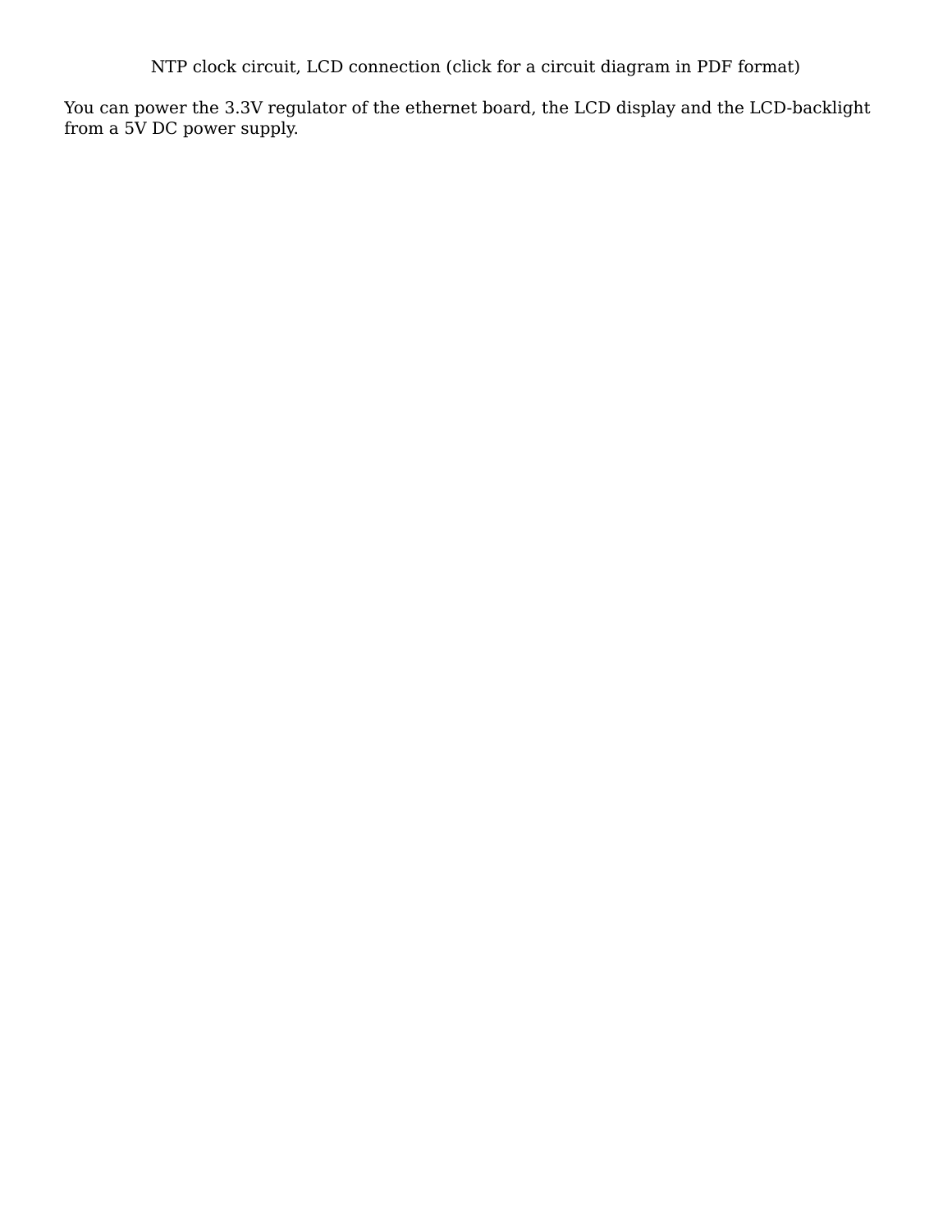NTP clock circuit, LCD connection (click for a circuit diagram in PDF format)

You can power the 3.3V regulator of the ethernet board, the LCD display and the LCD-backlight from a 5V DC power supply.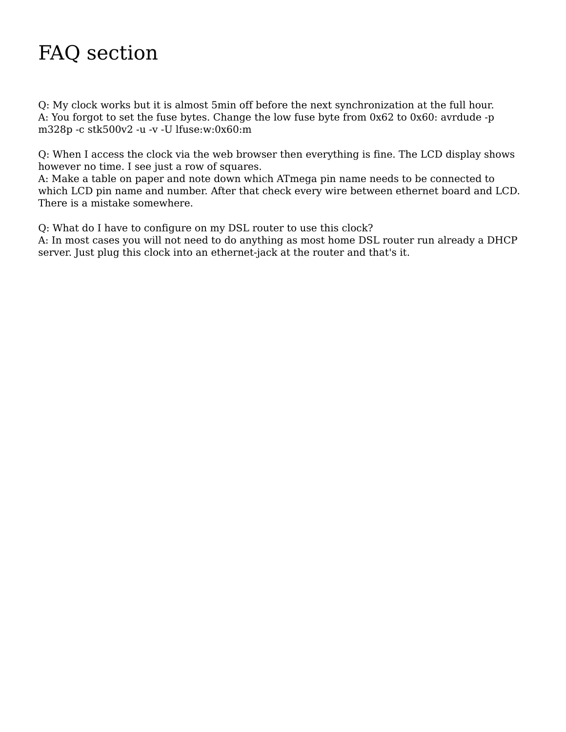# FAQ section

Q: My clock works but it is almost 5min off before the next synchronization at the full hour.
A: You forgot to set the fuse bytes. Change the low fuse byte from 0x62 to 0x60: avrdude -p m328p -c stk500v2 -u -v -U lfuse:w:0x60:m

Q: When I access the clock via the web browser then everything is fine. The LCD display shows however no time. I see just a row of squares.
A: Make a table on paper and note down which ATmega pin name needs to be connected to which LCD pin name and number. After that check every wire between ethernet board and LCD. There is a mistake somewhere.

Q: What do I have to configure on my DSL router to use this clock?
A: In most cases you will not need to do anything as most home DSL router run already a DHCP server. Just plug this clock into an ethernet-jack at the router and that's it.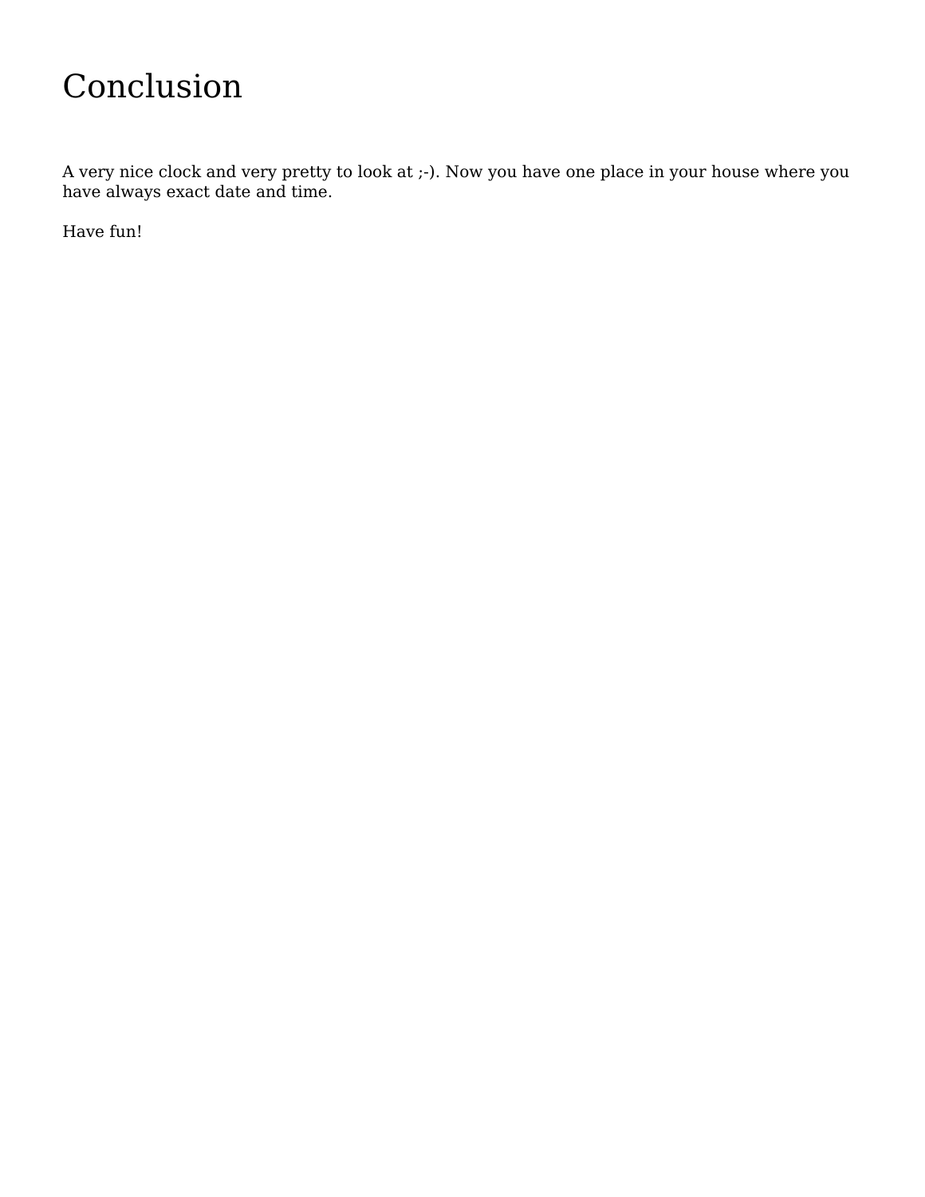# Conclusion

A very nice clock and very pretty to look at ;-). Now you have one place in your house where you have always exact date and time.

Have fun!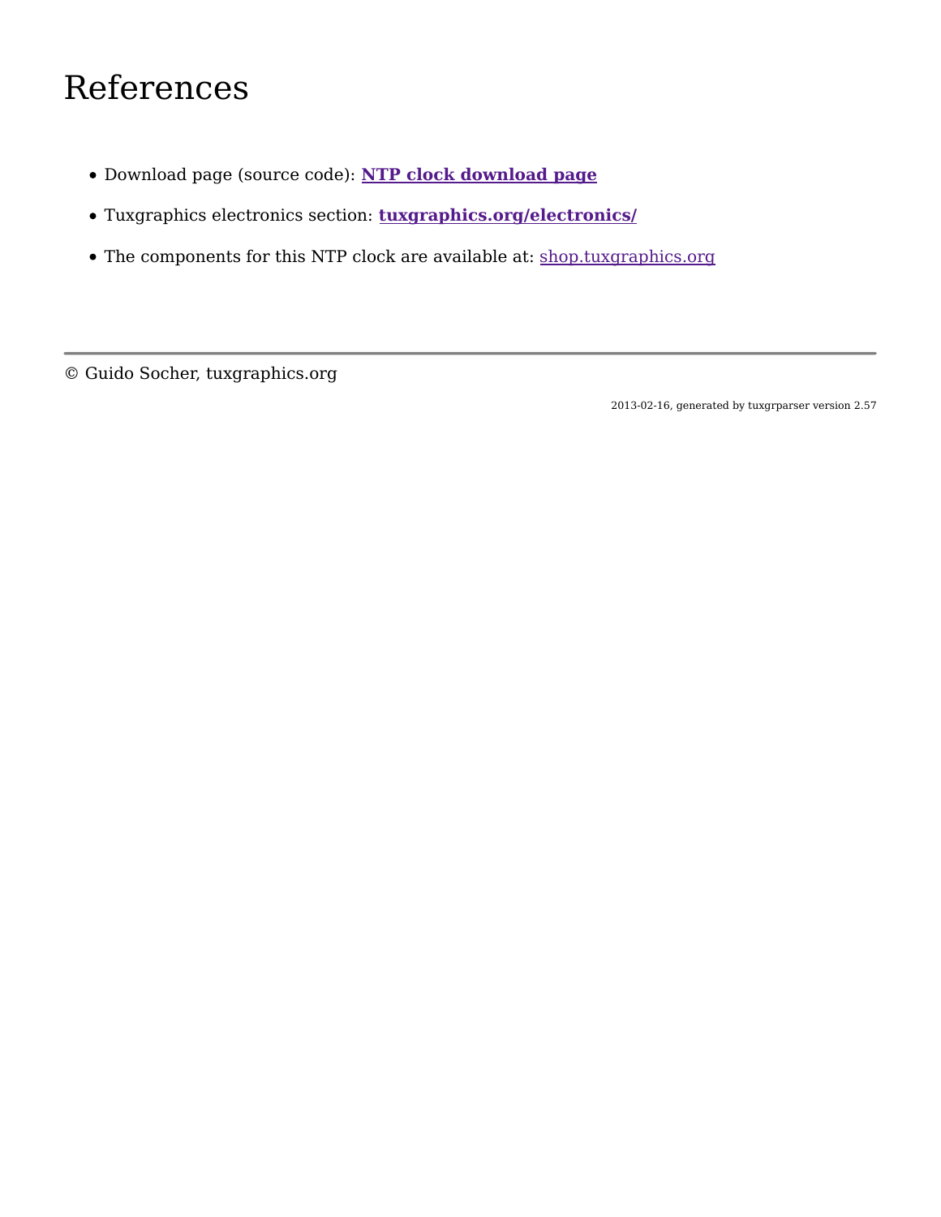# References

- Download page (source code): **NTP clock download page**
- Tuxgraphics electronics section: **tuxgraphics.org/electronics/**
- The components for this NTP clock are available at: shop.tuxgraphics.org

---

© Guido Socher, tuxgraphics.org

2013-02-16, generated by tuxgrparser version 2.57